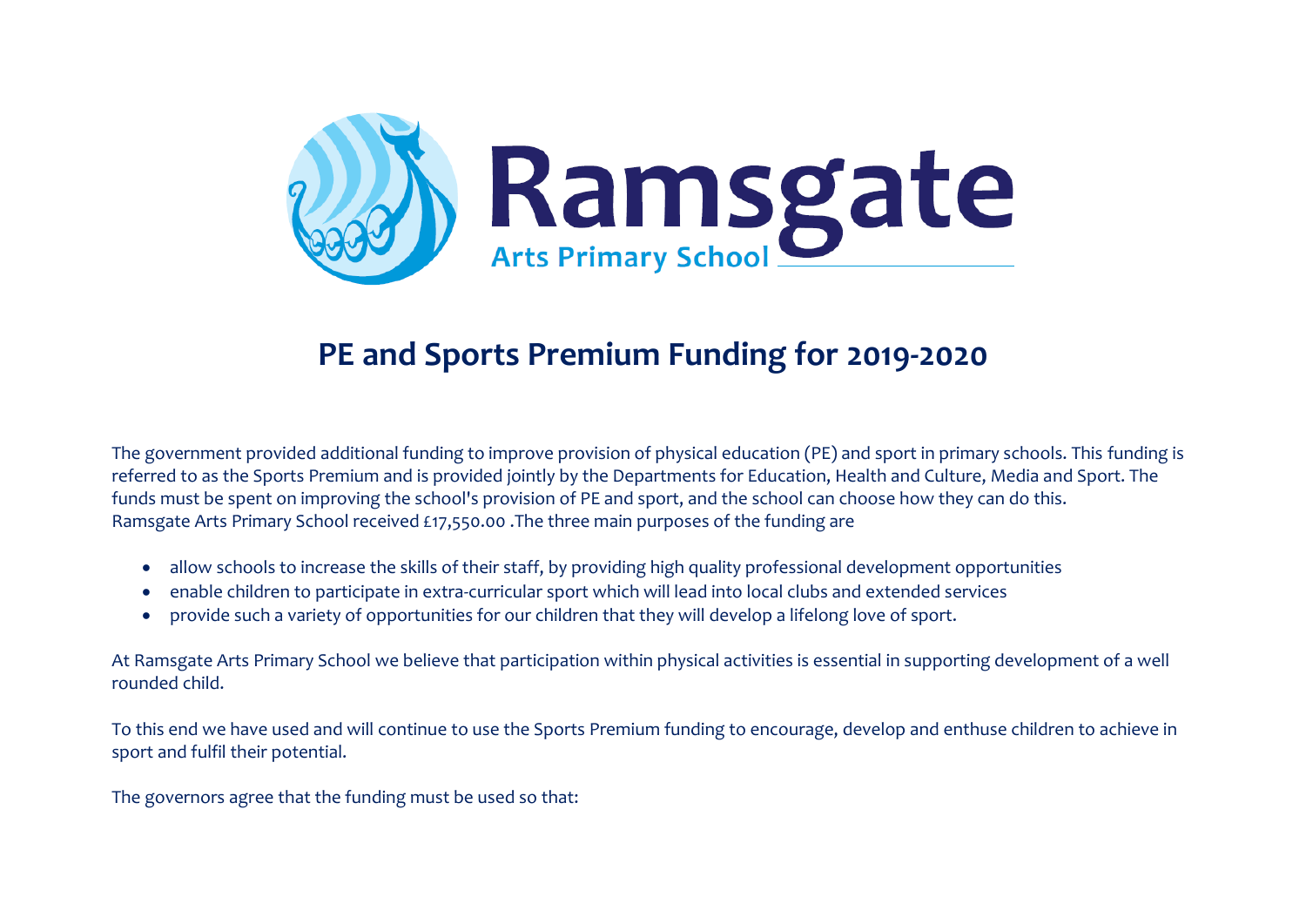Ramsgate Arts Primary School

# PE and Sports Premium Funding for 2019-2020

The government provided additional funding to improve provision of physical education (PE) and sport in primary schools. This funding is referred to as the Sports Premium and is provided jointly by the Departments for Education, Health and Culture, Media and Sport. The funds must be spent on improving the school's provision of PE and sport, and the school can choose how they can do this.
Ramsgate Arts Primary School received £17,550.00 .The three main purposes of the funding are

- allow schools to increase the skills of their staff, by providing high quality professional development opportunities
- enable children to participate in extra-curricular sport which will lead into local clubs and extended services
- provide such a variety of opportunities for our children that they will develop a lifelong love of sport.

At Ramsgate Arts Primary School we believe that participation within physical activities is essential in supporting development of a well rounded child.

To this end we have used and will continue to use the Sports Premium funding to encourage, develop and enthuse children to achieve in sport and fulfil their potential.

The governors agree that the funding must be used so that: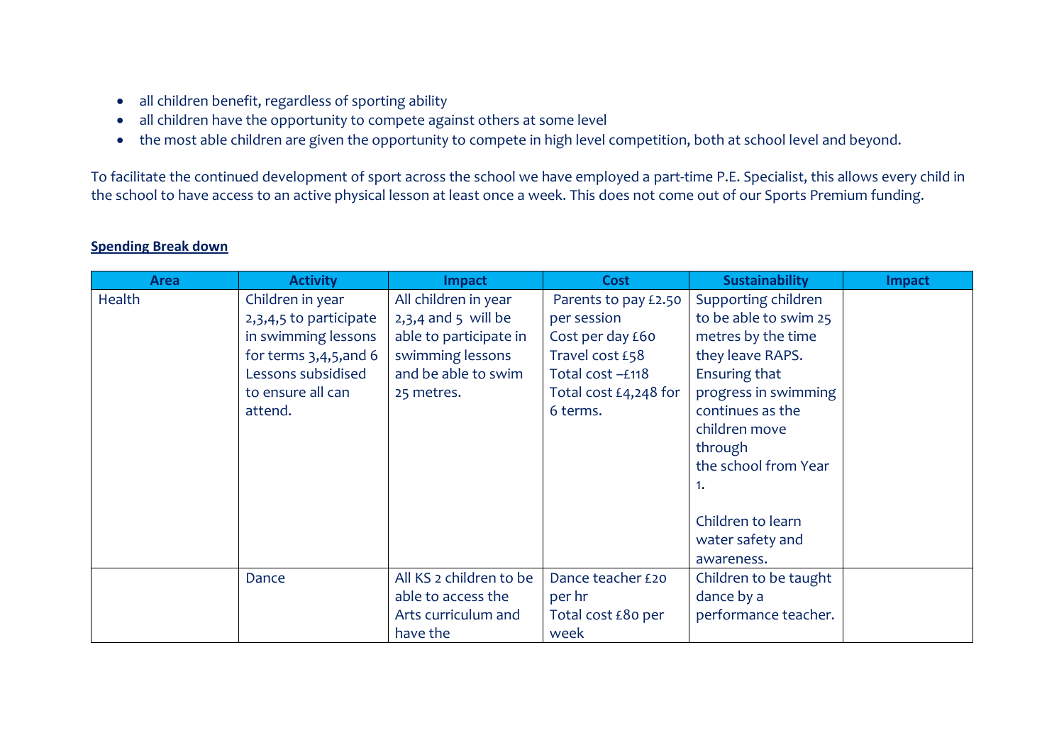- all children benefit, regardless of sporting ability
- all children have the opportunity to compete against others at some level
- the most able children are given the opportunity to compete in high level competition, both at school level and beyond.

To facilitate the continued development of sport across the school we have employed a part-time P.E. Specialist, this allows every child in the school to have access to an active physical lesson at least once a week. This does not come out of our Sports Premium funding.

**Spending Break down**

| Area | Activity | Impact | Cost | Sustainability | Impact |
|---|---|---|---|---|---|
| Health | Children in year 2,3,4,5 to participate in swimming lessons for terms 3,4,5,and 6 Lessons subsidised to ensure all can attend. | All children in year 2,3,4 and 5 will be able to participate in swimming lessons and be able to swim 25 metres. | Parents to pay £2.50 per session<br>Cost per day £60<br>Travel cost £58<br>Total cost –£118<br>Total cost £4,248 for 6 terms. | Supporting children to be able to swim 25 metres by the time they leave RAPS. Ensuring that progress in swimming continues as the children move through the school from Year 1.<br><br>Children to learn water safety and awareness. | |
| | Dance | All KS 2 children to be able to access the Arts curriculum and have the | Dance teacher £20 per hr<br>Total cost £80 per week | Children to be taught dance by a performance teacher. | |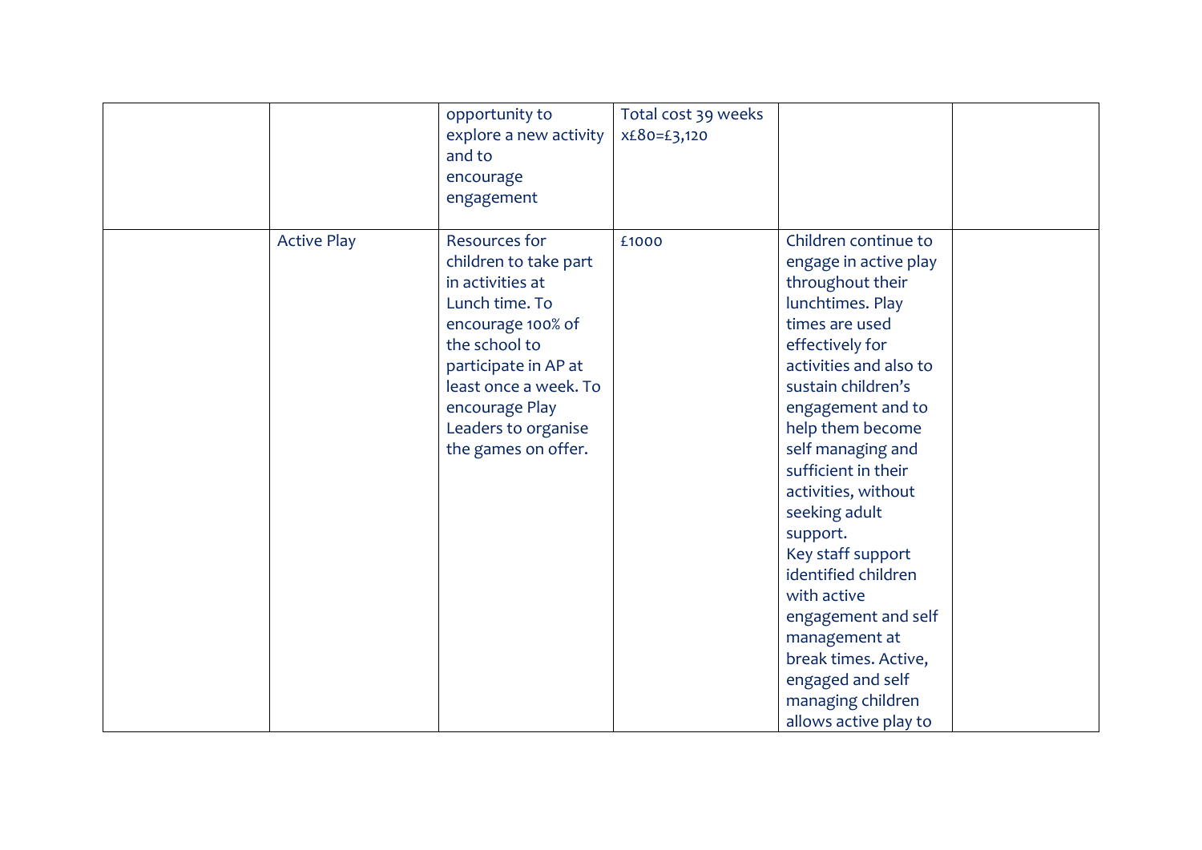| | | | | | |
|---|---|---|---|---|---|
| | | opportunity to explore a new activity and to encourage engagement | Total cost 39 weeks x£80=£3,120 | | |
| | Active Play | Resources for children to take part in activities at Lunch time. To encourage 100% of the school to participate in AP at least once a week. To encourage Play Leaders to organise the games on offer. | £1000 | Children continue to engage in active play throughout their lunchtimes. Play times are used effectively for activities and also to sustain children's engagement and to help them become self managing and sufficient in their activities, without seeking adult support. Key staff support identified children with active engagement and self management at break times. Active, engaged and self managing children allows active play to | |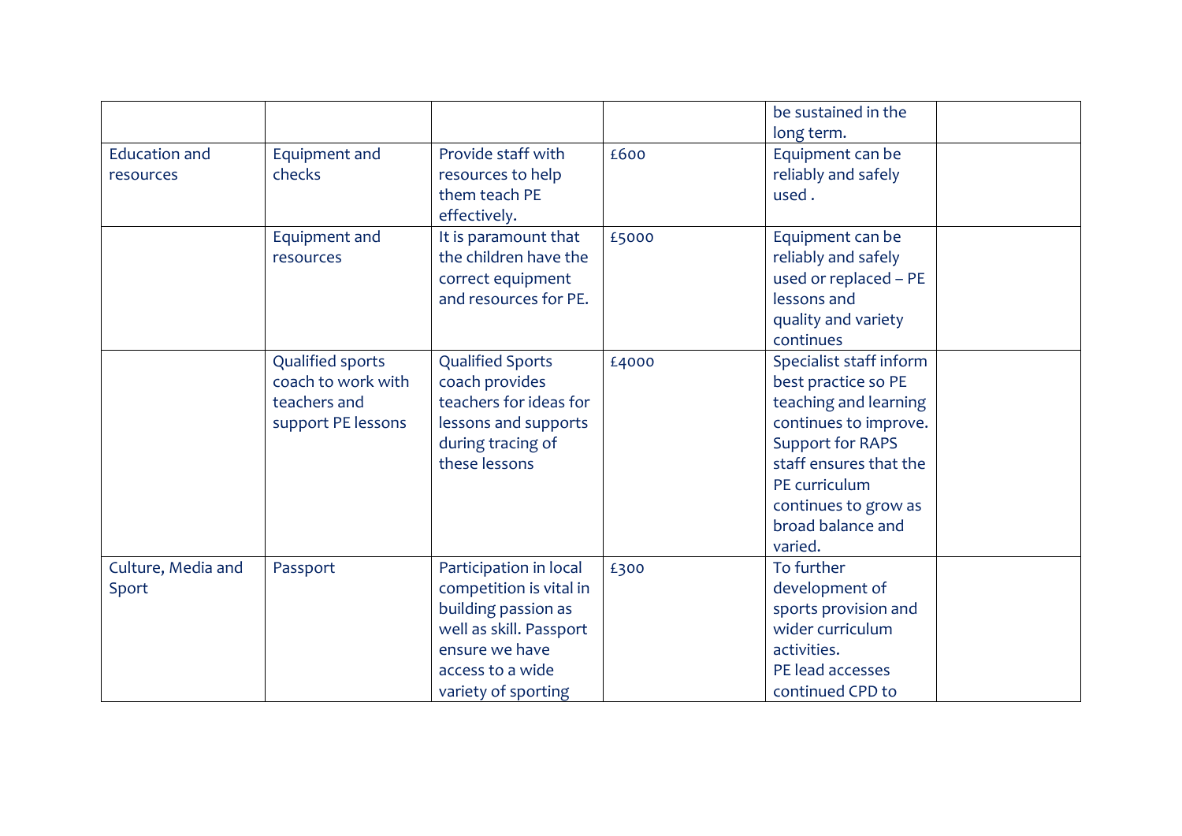| | | | | | |
|---|---|---|---|---|---|
| | | | | be sustained in the long term. | |
| Education and resources | Equipment and checks | Provide staff with resources to help them teach PE effectively. | £600 | Equipment can be reliably and safely used . | |
| | Equipment and resources | It is paramount that the children have the correct equipment and resources for PE. | £5000 | Equipment can be reliably and safely used or replaced – PE lessons and quality and variety continues | |
| | Qualified sports coach to work with teachers and support PE lessons | Qualified Sports coach provides teachers for ideas for lessons and supports during tracing of these lessons | £4000 | Specialist staff inform best practice so PE teaching and learning continues to improve. Support for RAPS staff ensures that the PE curriculum continues to grow as broad balance and varied. | |
| Culture, Media and Sport | Passport | Participation in local competition is vital in building passion as well as skill. Passport ensure we have access to a wide variety of sporting | £300 | To further development of sports provision and wider curriculum activities. PE lead accesses continued CPD to | |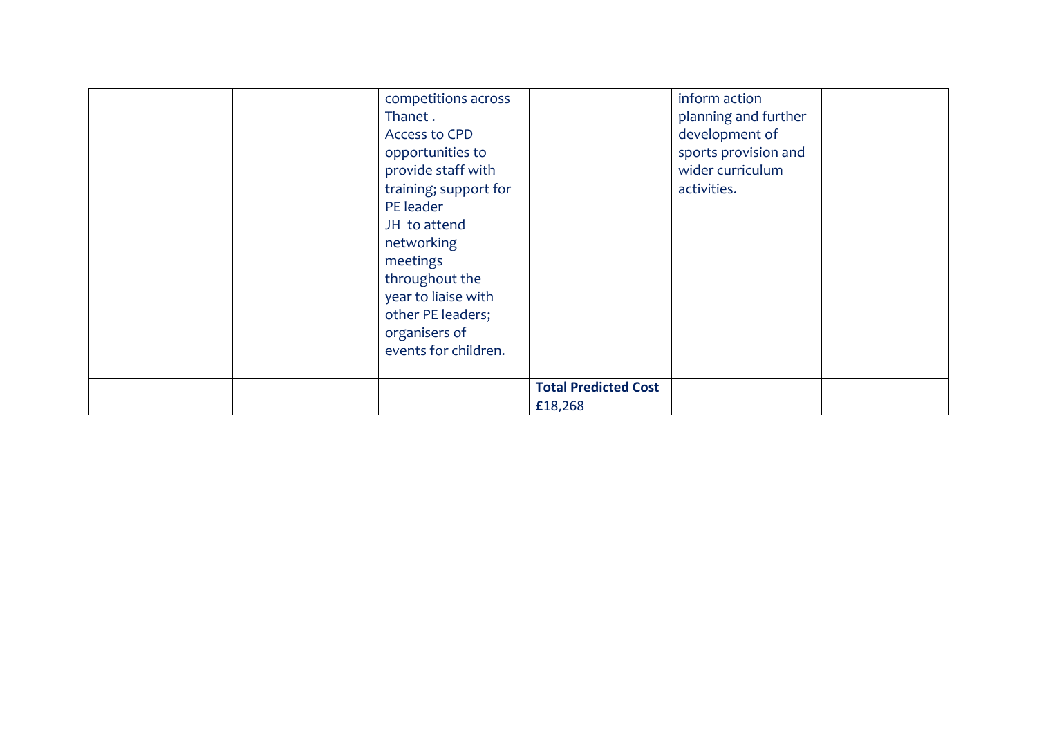| | | | | | |
|---|---|---|---|---|---|
| | | competitions across Thanet . Access to CPD opportunities to provide staff with training; support for PE leader JH to attend networking meetings throughout the year to liaise with other PE leaders; organisers of events for children. | | inform action planning and further development of sports provision and wider curriculum activities. | |
| | | | **Total Predicted Cost** **£**18,268 | | |